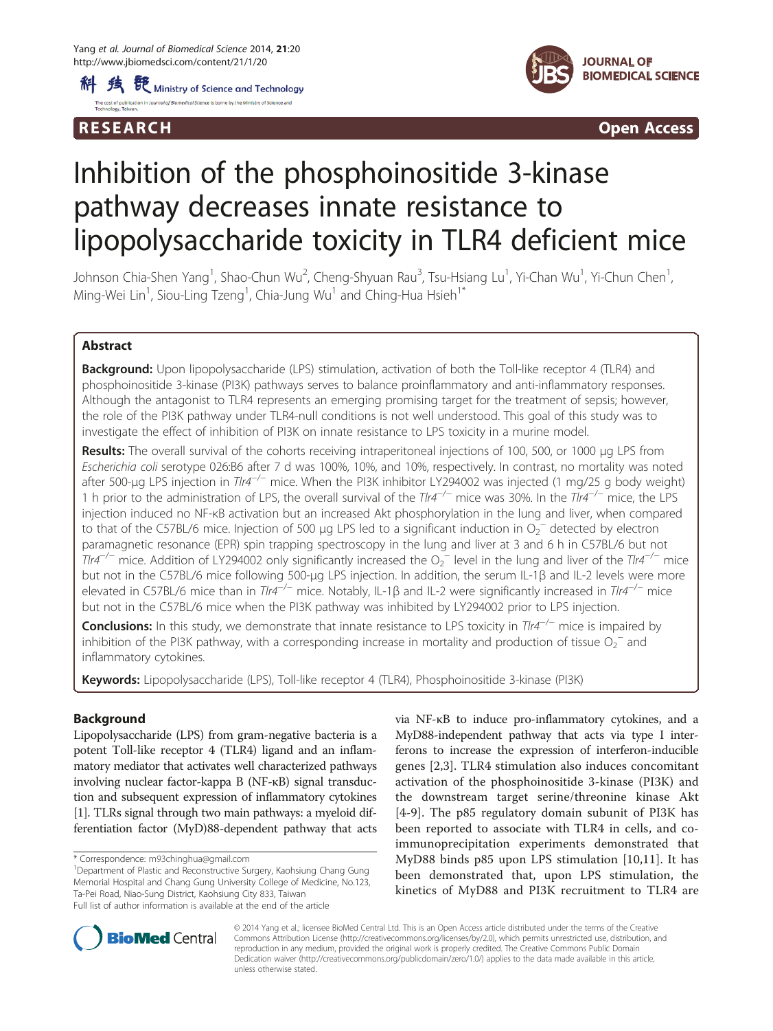RESEARCH Open Access

# Inhibition of the phosphoinositide 3-kinase pathway decreases innate resistance to lipopolysaccharide toxicity in TLR4 deficient mice

Johnson Chia-Shen Yang[1], Shao-Chun Wu[2], Cheng-Shyuan Rau[3], Tsu-Hsiang Lu[1], Yi-Chan Wu[1], Yi-Chun Chen[1], Ming-Wei Lin[1], Siou-Ling Tzeng[1], Chia-Jung Wu[1] and Ching-Hua Hsieh[1*]

## Abstract

**Background:** Upon lipopolysaccharide (LPS) stimulation, activation of both the Toll-like receptor 4 (TLR4) and phosphoinositide 3-kinase (PI3K) pathways serves to balance proinflammatory and anti-inflammatory responses. Although the antagonist to TLR4 represents an emerging promising target for the treatment of sepsis; however, the role of the PI3K pathway under TLR4-null conditions is not well understood. This goal of this study was to investigate the effect of inhibition of PI3K on innate resistance to LPS toxicity in a murine model.

**Results:** The overall survival of the cohorts receiving intraperitoneal injections of 100, 500, or 1000 μg LPS from *Escherichia coli* serotype 026:B6 after 7 d was 100%, 10%, and 10%, respectively. In contrast, no mortality was noted after 500-μg LPS injection in *Tlr4*$^{-/-}$ mice. When the PI3K inhibitor LY294002 was injected (1 mg/25 g body weight) 1 h prior to the administration of LPS, the overall survival of the *Tlr4*$^{-/-}$ mice was 30%. In the *Tlr4*$^{-/-}$ mice, the LPS injection induced no NF-κB activation but an increased Akt phosphorylation in the lung and liver, when compared to that of the C57BL/6 mice. Injection of 500 μg LPS led to a significant induction in $O_2^-$ detected by electron paramagnetic resonance (EPR) spin trapping spectroscopy in the lung and liver at 3 and 6 h in C57BL/6 but not *Tlr4*$^{-/-}$ mice. Addition of LY294002 only significantly increased the $O_2^-$ level in the lung and liver of the *Tlr4*$^{-/-}$ mice but not in the C57BL/6 mice following 500-μg LPS injection. In addition, the serum IL-1β and IL-2 levels were more elevated in C57BL/6 mice than in *Tlr4*$^{-/-}$ mice. Notably, IL-1β and IL-2 were significantly increased in *Tlr4*$^{-/-}$ mice but not in the C57BL/6 mice when the PI3K pathway was inhibited by LY294002 prior to LPS injection.

**Conclusions:** In this study, we demonstrate that innate resistance to LPS toxicity in *Tlr4*$^{-/-}$ mice is impaired by inhibition of the PI3K pathway, with a corresponding increase in mortality and production of tissue $O_2^-$ and inflammatory cytokines.

**Keywords:** Lipopolysaccharide (LPS), Toll-like receptor 4 (TLR4), Phosphoinositide 3-kinase (PI3K)

## Background

Lipopolysaccharide (LPS) from gram-negative bacteria is a potent Toll-like receptor 4 (TLR4) ligand and an inflammatory mediator that activates well characterized pathways involving nuclear factor-kappa B (NF-κB) signal transduction and subsequent expression of inflammatory cytokines [1]. TLRs signal through two main pathways: a myeloid differentiation factor (MyD)88-dependent pathway that acts via NF-κB to induce pro-inflammatory cytokines, and a MyD88-independent pathway that acts via type I interferons to increase the expression of interferon-inducible genes [2,3]. TLR4 stimulation also induces concomitant activation of the phosphoinositide 3-kinase (PI3K) and the downstream target serine/threonine kinase Akt [4-9]. The p85 regulatory domain subunit of PI3K has been reported to associate with TLR4 in cells, and co-immunoprecipitation experiments demonstrated that MyD88 binds p85 upon LPS stimulation [10,11]. It has been demonstrated that, upon LPS stimulation, the kinetics of MyD88 and PI3K recruitment to TLR4 are

\* Correspondence: m93chinghua@gmail.com
[1]Department of Plastic and Reconstructive Surgery, Kaohsiung Chang Gung Memorial Hospital and Chang Gung University College of Medicine, No.123, Ta-Pei Road, Niao-Sung District, Kaohsiung City 833, Taiwan
Full list of author information is available at the end of the article

© 2014 Yang et al.; licensee BioMed Central Ltd. This is an Open Access article distributed under the terms of the Creative Commons Attribution License (http://creativecommons.org/licenses/by/2.0), which permits unrestricted use, distribution, and reproduction in any medium, provided the original work is properly credited. The Creative Commons Public Domain Dedication waiver (http://creativecommons.org/publicdomain/zero/1.0/) applies to the data made available in this article, unless otherwise stated.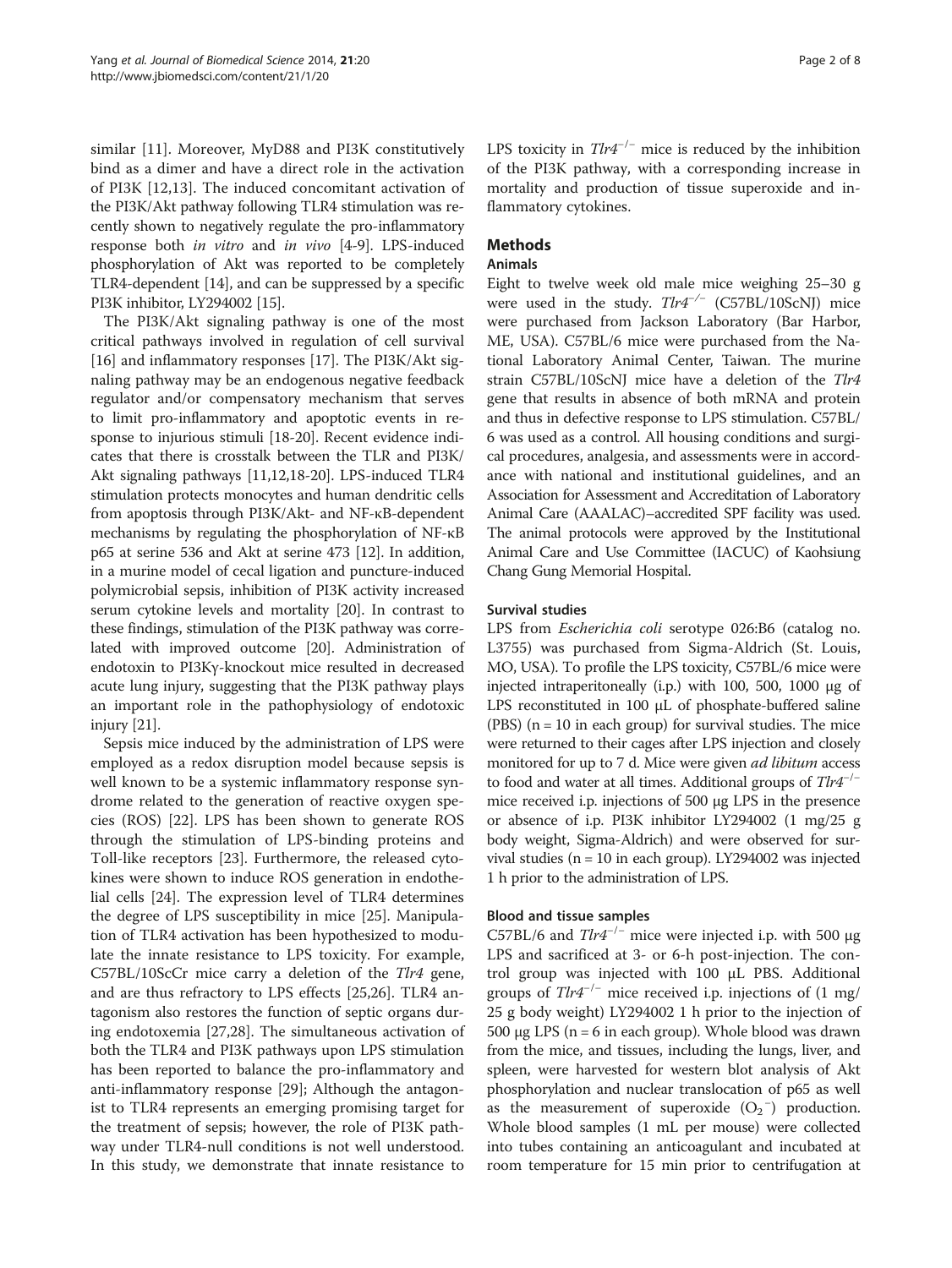similar [11]. Moreover, MyD88 and PI3K constitutively bind as a dimer and have a direct role in the activation of PI3K [12,13]. The induced concomitant activation of the PI3K/Akt pathway following TLR4 stimulation was recently shown to negatively regulate the pro-inflammatory response both *in vitro* and *in vivo* [4-9]. LPS-induced phosphorylation of Akt was reported to be completely TLR4-dependent [14], and can be suppressed by a specific PI3K inhibitor, LY294002 [15].

The PI3K/Akt signaling pathway is one of the most critical pathways involved in regulation of cell survival [16] and inflammatory responses [17]. The PI3K/Akt signaling pathway may be an endogenous negative feedback regulator and/or compensatory mechanism that serves to limit pro-inflammatory and apoptotic events in response to injurious stimuli [18-20]. Recent evidence indicates that there is crosstalk between the TLR and PI3K/Akt signaling pathways [11,12,18-20]. LPS-induced TLR4 stimulation protects monocytes and human dendritic cells from apoptosis through PI3K/Akt- and NF-κB-dependent mechanisms by regulating the phosphorylation of NF-κB p65 at serine 536 and Akt at serine 473 [12]. In addition, in a murine model of cecal ligation and puncture-induced polymicrobial sepsis, inhibition of PI3K activity increased serum cytokine levels and mortality [20]. In contrast to these findings, stimulation of the PI3K pathway was correlated with improved outcome [20]. Administration of endotoxin to PI3Kγ-knockout mice resulted in decreased acute lung injury, suggesting that the PI3K pathway plays an important role in the pathophysiology of endotoxic injury [21].

Sepsis mice induced by the administration of LPS were employed as a redox disruption model because sepsis is well known to be a systemic inflammatory response syndrome related to the generation of reactive oxygen species (ROS) [22]. LPS has been shown to generate ROS through the stimulation of LPS-binding proteins and Toll-like receptors [23]. Furthermore, the released cytokines were shown to induce ROS generation in endothelial cells [24]. The expression level of TLR4 determines the degree of LPS susceptibility in mice [25]. Manipulation of TLR4 activation has been hypothesized to modulate the innate resistance to LPS toxicity. For example, C57BL/10ScCr mice carry a deletion of the *Tlr4* gene, and are thus refractory to LPS effects [25,26]. TLR4 antagonism also restores the function of septic organs during endotoxemia [27,28]. The simultaneous activation of both the TLR4 and PI3K pathways upon LPS stimulation has been reported to balance the pro-inflammatory and anti-inflammatory response [29]; Although the antagonist to TLR4 represents an emerging promising target for the treatment of sepsis; however, the role of PI3K pathway under TLR4-null conditions is not well understood. In this study, we demonstrate that innate resistance to LPS toxicity in $Tlr4^{-/-}$ mice is reduced by the inhibition of the PI3K pathway, with a corresponding increase in mortality and production of tissue superoxide and inflammatory cytokines.

## Methods

### Animals

Eight to twelve week old male mice weighing 25–30 g were used in the study. $Tlr4^{-/-}$ (C57BL/10ScNJ) mice were purchased from Jackson Laboratory (Bar Harbor, ME, USA). C57BL/6 mice were purchased from the National Laboratory Animal Center, Taiwan. The murine strain C57BL/10ScNJ mice have a deletion of the *Tlr4* gene that results in absence of both mRNA and protein and thus in defective response to LPS stimulation. C57BL/6 was used as a control. All housing conditions and surgical procedures, analgesia, and assessments were in accordance with national and institutional guidelines, and an Association for Assessment and Accreditation of Laboratory Animal Care (AAALAC)–accredited SPF facility was used. The animal protocols were approved by the Institutional Animal Care and Use Committee (IACUC) of Kaohsiung Chang Gung Memorial Hospital.

### Survival studies

LPS from *Escherichia coli* serotype 026:B6 (catalog no. L3755) was purchased from Sigma-Aldrich (St. Louis, MO, USA). To profile the LPS toxicity, C57BL/6 mice were injected intraperitoneally (i.p.) with 100, 500, 1000 μg of LPS reconstituted in 100 μL of phosphate-buffered saline (PBS) (n = 10 in each group) for survival studies. The mice were returned to their cages after LPS injection and closely monitored for up to 7 d. Mice were given *ad libitum* access to food and water at all times. Additional groups of $Tlr4^{-/-}$ mice received i.p. injections of 500 μg LPS in the presence or absence of i.p. PI3K inhibitor LY294002 (1 mg/25 g body weight, Sigma-Aldrich) and were observed for survival studies (n = 10 in each group). LY294002 was injected 1 h prior to the administration of LPS.

### Blood and tissue samples

C57BL/6 and $Tlr4^{-/-}$ mice were injected i.p. with 500 μg LPS and sacrificed at 3- or 6-h post-injection. The control group was injected with 100 μL PBS. Additional groups of $Tlr4^{-/-}$ mice received i.p. injections of (1 mg/25 g body weight) LY294002 1 h prior to the injection of 500 μg LPS (n = 6 in each group). Whole blood was drawn from the mice, and tissues, including the lungs, liver, and spleen, were harvested for western blot analysis of Akt phosphorylation and nuclear translocation of p65 as well as the measurement of superoxide ($O_2^{-}$) production. Whole blood samples (1 mL per mouse) were collected into tubes containing an anticoagulant and incubated at room temperature for 15 min prior to centrifugation at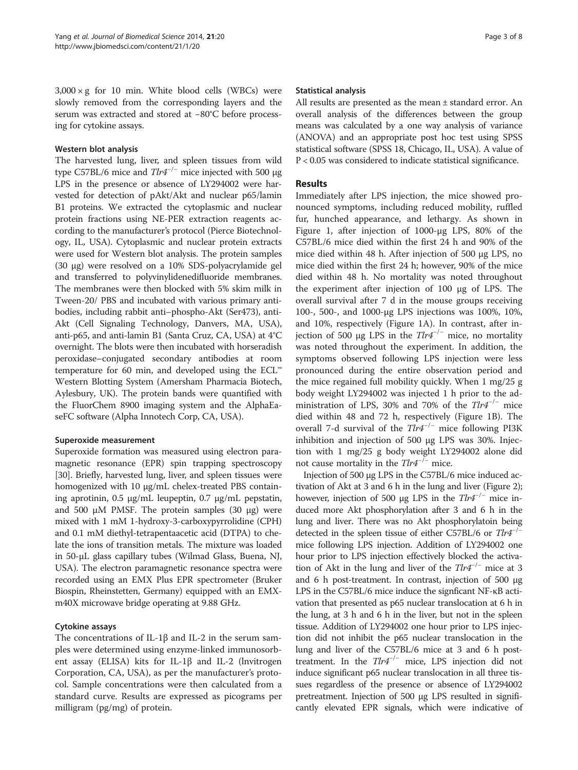3,000 × g for 10 min. White blood cells (WBCs) were slowly removed from the corresponding layers and the serum was extracted and stored at −80°C before processing for cytokine assays.

### Western blot analysis

The harvested lung, liver, and spleen tissues from wild type C57BL/6 mice and *Tlr4*$^{-/-}$ mice injected with 500 μg LPS in the presence or absence of LY294002 were harvested for detection of pAkt/Akt and nuclear p65/lamin B1 proteins. We extracted the cytoplasmic and nuclear protein fractions using NE-PER extraction reagents according to the manufacturer's protocol (Pierce Biotechnology, IL, USA). Cytoplasmic and nuclear protein extracts were used for Western blot analysis. The protein samples (30 μg) were resolved on a 10% SDS-polyacrylamide gel and transferred to polyvinylidenedifluoride membranes. The membranes were then blocked with 5% skim milk in Tween-20/ PBS and incubated with various primary antibodies, including rabbit anti–phospho-Akt (Ser473), anti-Akt (Cell Signaling Technology, Danvers, MA, USA), anti-p65, and anti-lamin B1 (Santa Cruz, CA, USA) at 4°C overnight. The blots were then incubated with horseradish peroxidase–conjugated secondary antibodies at room temperature for 60 min, and developed using the ECL™ Western Blotting System (Amersham Pharmacia Biotech, Aylesbury, UK). The protein bands were quantified with the FluorChem 8900 imaging system and the AlphaEaseFC software (Alpha Innotech Corp, CA, USA).

### Superoxide measurement

Superoxide formation was measured using electron paramagnetic resonance (EPR) spin trapping spectroscopy [30]. Briefly, harvested lung, liver, and spleen tissues were homogenized with 10 μg/mL chelex-treated PBS containing aprotinin, 0.5 μg/mL leupeptin, 0.7 μg/mL pepstatin, and 500 μM PMSF. The protein samples (30 μg) were mixed with 1 mM 1-hydroxy-3-carboxypyrrolidine (CPH) and 0.1 mM diethyl-tetrapentaacetic acid (DTPA) to chelate the ions of transition metals. The mixture was loaded in 50-μL glass capillary tubes (Wilmad Glass, Buena, NJ, USA). The electron paramagnetic resonance spectra were recorded using an EMX Plus EPR spectrometer (Bruker Biospin, Rheinstetten, Germany) equipped with an EMX-m40X microwave bridge operating at 9.88 GHz.

### Cytokine assays

The concentrations of IL-1β and IL-2 in the serum samples were determined using enzyme-linked immunosorbent assay (ELISA) kits for IL-1β and IL-2 (lnvitrogen Corporation, CA, USA), as per the manufacturer's protocol. Sample concentrations were then calculated from a standard curve. Results are expressed as picograms per milligram (pg/mg) of protein.

### Statistical analysis

All results are presented as the mean ± standard error. An overall analysis of the differences between the group means was calculated by a one way analysis of variance (ANOVA) and an appropriate post hoc test using SPSS statistical software (SPSS 18, Chicago, IL, USA). A value of $P < 0.05$ was considered to indicate statistical significance.

## Results

Immediately after LPS injection, the mice showed pronounced symptoms, including reduced mobility, ruffled fur, hunched appearance, and lethargy. As shown in Figure 1, after injection of 1000-μg LPS, 80% of the C57BL/6 mice died within the first 24 h and 90% of the mice died within 48 h. After injection of 500 μg LPS, no mice died within the first 24 h; however, 90% of the mice died within 48 h. No mortality was noted throughout the experiment after injection of 100 μg of LPS. The overall survival after 7 d in the mouse groups receiving 100-, 500-, and 1000-μg LPS injections was 100%, 10%, and 10%, respectively (Figure 1A). In contrast, after injection of 500 μg LPS in the *Tlr4*$^{-/-}$ mice, no mortality was noted throughout the experiment. In addition, the symptoms observed following LPS injection were less pronounced during the entire observation period and the mice regained full mobility quickly. When 1 mg/25 g body weight LY294002 was injected 1 h prior to the administration of LPS, 30% and 70% of the *Tlr4*$^{-/-}$ mice died within 48 and 72 h, respectively (Figure 1B). The overall 7-d survival of the *Tlr4*$^{-/-}$ mice following PI3K inhibition and injection of 500 μg LPS was 30%. Injection with 1 mg/25 g body weight LY294002 alone did not cause mortality in the *Tlr4*$^{-/-}$ mice.

Injection of 500 μg LPS in the C57BL/6 mice induced activation of Akt at 3 and 6 h in the lung and liver (Figure 2); however, injection of 500 μg LPS in the *Tlr4*$^{-/-}$ mice induced more Akt phosphorylation after 3 and 6 h in the lung and liver. There was no Akt phosphorylatoin being detected in the spleen tissue of either C57BL/6 or *Tlr4*$^{-/-}$ mice following LPS injection. Addition of LY294002 one hour prior to LPS injection effectively blocked the activation of Akt in the lung and liver of the *Tlr4*$^{-/-}$ mice at 3 and 6 h post-treatment. In contrast, injection of 500 μg LPS in the C57BL/6 mice induce the signficant NF-κB activation that presented as p65 nuclear translocation at 6 h in the lung, at 3 h and 6 h in the liver, but not in the spleen tissue. Addition of LY294002 one hour prior to LPS injection did not inhibit the p65 nuclear translocation in the lung and liver of the C57BL/6 mice at 3 and 6 h post-treatment. In the *Tlr4*$^{-/-}$ mice, LPS injection did not induce significant p65 nuclear translocation in all three tissues regardless of the presence or absence of LY294002 pretreatment. Injection of 500 μg LPS resulted in significantly elevated EPR signals, which were indicative of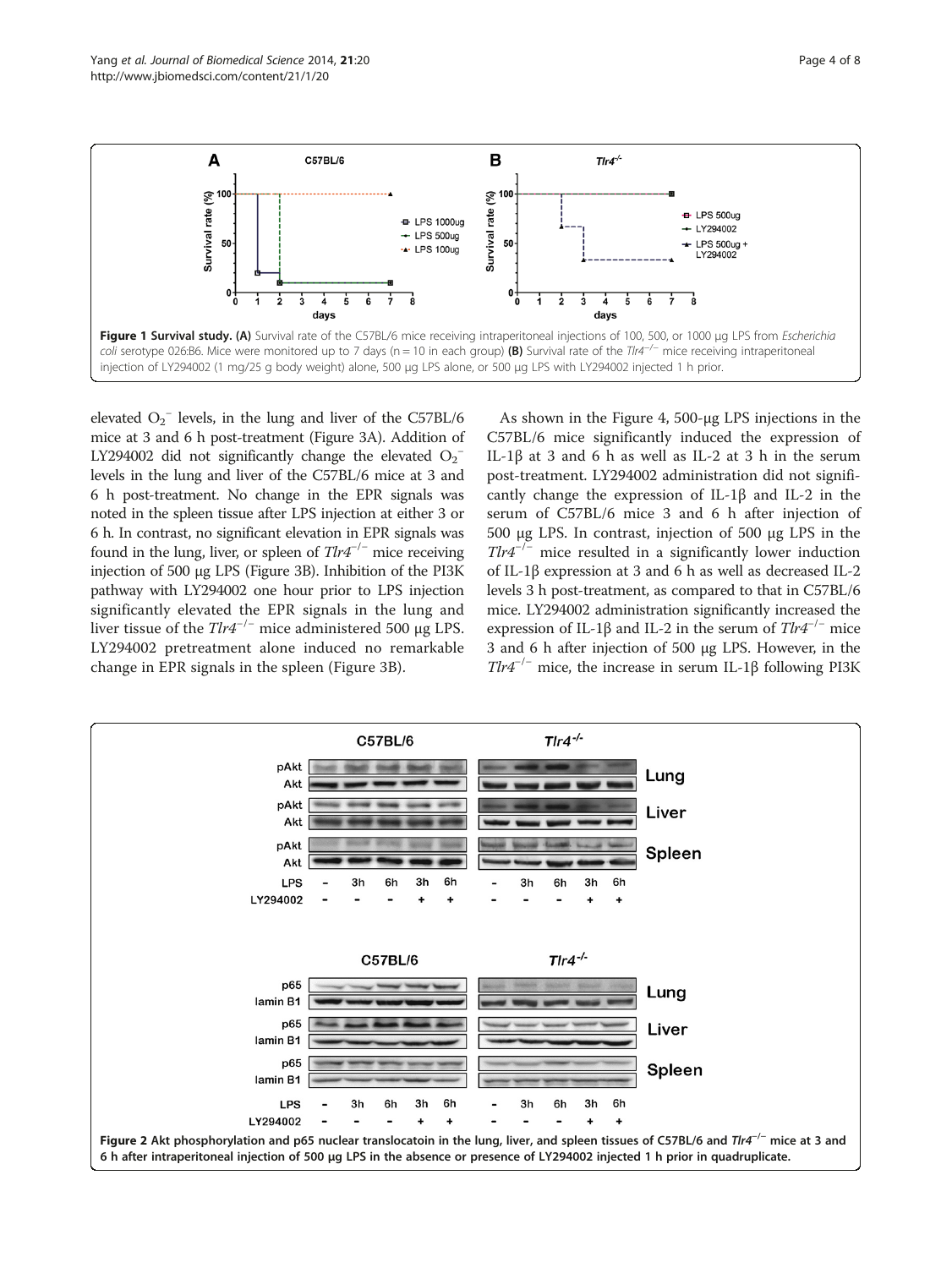**Figure 1 Survival study. (A)** Survival rate of the C57BL/6 mice receiving intraperitoneal injections of 100, 500, or 1000 μg LPS from *Escherichia coli* serotype 026:B6. Mice were monitored up to 7 days (n = 10 in each group) **(B)** Survival rate of the *Tlr4*$^{-/-}$ mice receiving intraperitoneal injection of LY294002 (1 mg/25 g body weight) alone, 500 μg LPS alone, or 500 μg LPS with LY294002 injected 1 h prior.

elevated $O_2^-$ levels, in the lung and liver of the C57BL/6 mice at 3 and 6 h post-treatment (Figure 3A). Addition of LY294002 did not significantly change the elevated $O_2^-$ levels in the lung and liver of the C57BL/6 mice at 3 and 6 h post-treatment. No change in the EPR signals was noted in the spleen tissue after LPS injection at either 3 or 6 h. In contrast, no significant elevation in EPR signals was found in the lung, liver, or spleen of *Tlr4*$^{-/-}$ mice receiving injection of 500 μg LPS (Figure 3B). Inhibition of the PI3K pathway with LY294002 one hour prior to LPS injection significantly elevated the EPR signals in the lung and liver tissue of the *Tlr4*$^{-/-}$ mice administered 500 μg LPS. LY294002 pretreatment alone induced no remarkable change in EPR signals in the spleen (Figure 3B).

As shown in the Figure 4, 500-μg LPS injections in the C57BL/6 mice significantly induced the expression of IL-1β at 3 and 6 h as well as IL-2 at 3 h in the serum post-treatment. LY294002 administration did not significantly change the expression of IL-1β and IL-2 in the serum of C57BL/6 mice 3 and 6 h after injection of 500 μg LPS. In contrast, injection of 500 μg LPS in the *Tlr4*$^{-/-}$ mice resulted in a significantly lower induction of IL-1β expression at 3 and 6 h as well as decreased IL-2 levels 3 h post-treatment, as compared to that in C57BL/6 mice. LY294002 administration significantly increased the expression of IL-1β and IL-2 in the serum of *Tlr4*$^{-/-}$ mice 3 and 6 h after injection of 500 μg LPS. However, in the *Tlr4*$^{-/-}$ mice, the increase in serum IL-1β following PI3K

**Figure 2 Akt phosphorylation and p65 nuclear translocatoin in the lung, liver, and spleen tissues of C57BL/6 and *Tlr4*$^{-/-}$ mice at 3 and 6 h after intraperitoneal injection of 500 μg LPS in the absence or presence of LY294002 injected 1 h prior in quadruplicate.**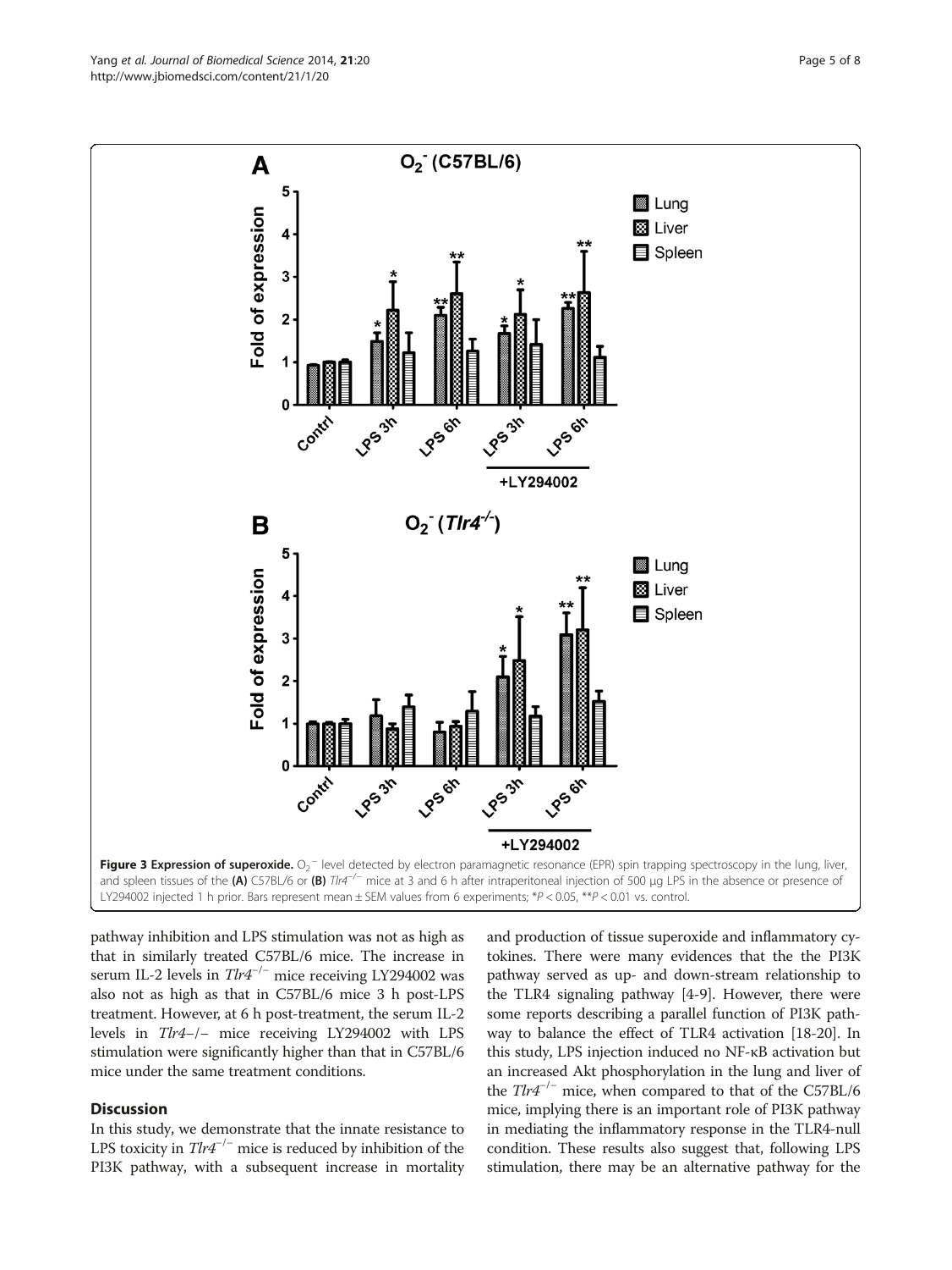**Figure 3 Expression of superoxide.** $O_2^-$ level detected by electron paramagnetic resonance (EPR) spin trapping spectroscopy in the lung, liver, and spleen tissues of the **(A)** C57BL/6 or **(B)** *Tlr4*$^{-/-}$ mice at 3 and 6 h after intraperitoneal injection of 500 μg LPS in the absence or presence of LY294002 injected 1 h prior. Bars represent mean ± SEM values from 6 experiments; \*$P < 0.05$, \*\*$P < 0.01$ vs. control.

pathway inhibition and LPS stimulation was not as high as that in similarly treated C57BL/6 mice. The increase in serum IL-2 levels in *Tlr4*$^{-/-}$ mice receiving LY294002 was also not as high as that in C57BL/6 mice 3 h post-LPS treatment. However, at 6 h post-treatment, the serum IL-2 levels in *Tlr4*–/– mice receiving LY294002 with LPS stimulation were significantly higher than that in C57BL/6 mice under the same treatment conditions.

## Discussion

In this study, we demonstrate that the innate resistance to LPS toxicity in *Tlr4*$^{-/-}$ mice is reduced by inhibition of the PI3K pathway, with a subsequent increase in mortality and production of tissue superoxide and inflammatory cytokines. There were many evidences that the the PI3K pathway served as up- and down-stream relationship to the TLR4 signaling pathway [4-9]. However, there were some reports describing a parallel function of PI3K pathway to balance the effect of TLR4 activation [18-20]. In this study, LPS injection induced no NF-κB activation but an increased Akt phosphorylation in the lung and liver of the *Tlr4*$^{-/-}$ mice, when compared to that of the C57BL/6 mice, implying there is an important role of PI3K pathway in mediating the inflammatory response in the TLR4-null condition. These results also suggest that, following LPS stimulation, there may be an alternative pathway for the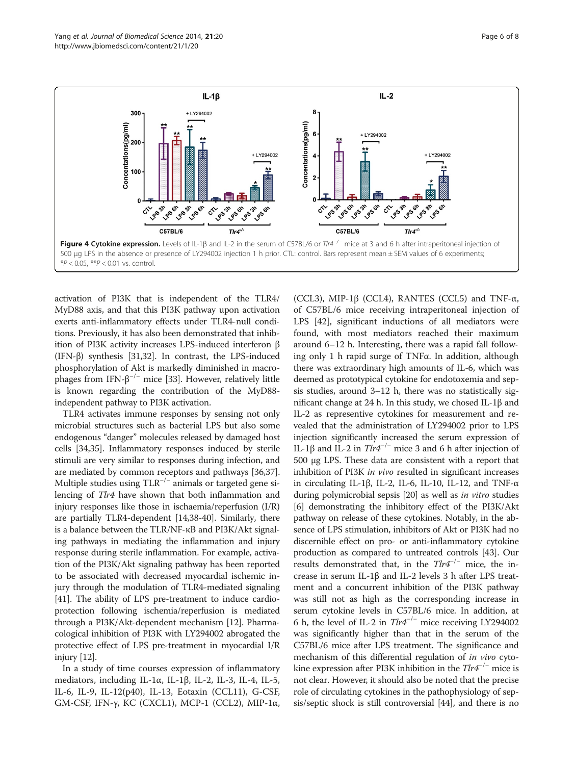**Figure 4 Cytokine expression.** Levels of IL-1β and IL-2 in the serum of C57BL/6 or $Tlr4^{-/-}$ mice at 3 and 6 h after intraperitoneal injection of 500 μg LPS in the absence or presence of LY294002 injection 1 h prior. CTL: control. Bars represent mean ± SEM values of 6 experiments; *$P < 0.05$, **$P < 0.01$ vs. control.

activation of PI3K that is independent of the TLR4/MyD88 axis, and that this PI3K pathway upon activation exerts anti-inflammatory effects under TLR4-null conditions. Previously, it has also been demonstrated that inhibition of PI3K activity increases LPS-induced interferon β (IFN-β) synthesis [31,32]. In contrast, the LPS-induced phosphorylation of Akt is markedly diminished in macrophages from IFN-$\beta^{-/-}$ mice [33]. However, relatively little is known regarding the contribution of the MyD88-independent pathway to PI3K activation.

TLR4 activates immune responses by sensing not only microbial structures such as bacterial LPS but also some endogenous "danger" molecules released by damaged host cells [34,35]. Inflammatory responses induced by sterile stimuli are very similar to responses during infection, and are mediated by common receptors and pathways [36,37]. Multiple studies using $TLR^{-/-}$ animals or targeted gene silencing of *Tlr4* have shown that both inflammation and injury responses like those in ischaemia/reperfusion (I/R) are partially TLR4-dependent [14,38-40]. Similarly, there is a balance between the TLR/NF-κB and PI3K/Akt signaling pathways in mediating the inflammation and injury response during sterile inflammation. For example, activation of the PI3K/Akt signaling pathway has been reported to be associated with decreased myocardial ischemic injury through the modulation of TLR4-mediated signaling [41]. The ability of LPS pre-treatment to induce cardioprotection following ischemia/reperfusion is mediated through a PI3K/Akt-dependent mechanism [12]. Pharmacological inhibition of PI3K with LY294002 abrogated the protective effect of LPS pre-treatment in myocardial I/R injury [12].

In a study of time courses expression of inflammatory mediators, including IL-1α, IL-1β, IL-2, IL-3, IL-4, IL-5, IL-6, IL-9, IL-12(p40), IL-13, Eotaxin (CCL11), G-CSF, GM-CSF, IFN-γ, KC (CXCL1), MCP-1 (CCL2), MIP-1α, (CCL3), MIP-1β (CCL4), RANTES (CCL5) and TNF-α, of C57BL/6 mice receiving intraperitoneal injection of LPS [42], significant inductions of all mediators were found, with most mediators reached their maximum around 6–12 h. Interesting, there was a rapid fall following only 1 h rapid surge of TNFα. In addition, although there was extraordinary high amounts of IL-6, which was deemed as prototypical cytokine for endotoxemia and sepsis studies, around 3–12 h, there was no statistically significant change at 24 h. In this study, we chose IL-1β and IL-2 as representive cytokines for measurement and revealed that the administration of LY294002 prior to LPS injection significantly increased the serum expression of IL-1β and IL-2 in $Tlr4^{-/-}$ mice 3 and 6 h after injection of 500 μg LPS. These data are consistent with a report that inhibition of PI3K *in vivo* resulted in significant increases in circulating IL-1β, IL-2, IL-6, IL-10, IL-12, and TNF-α during polymicrobial sepsis [20] as well as *in vitro* studies [6] demonstrating the inhibitory effect of the PI3K/Akt pathway on release of these cytokines. Notably, in the absence of LPS stimulation, inhibitors of Akt or PI3K had no discernible effect on pro- or anti-inflammatory cytokine production as compared to untreated controls [43]. Our results demonstrated that, in the $Tlr4^{-/-}$ mice, the increase in serum IL-1β and IL-2 levels 3 h after LPS treatment and a concurrent inhibition of the PI3K pathway was still not as high as the corresponding increase in serum cytokine levels in C57BL/6 mice. In addition, at 6 h, the level of IL-2 in $Tlr4^{-/-}$ mice receiving LY294002 was significantly higher than that in the serum of the C57BL/6 mice after LPS treatment. The significance and mechanism of this differential regulation of *in vivo* cytokine expression after PI3K inhibition in the $Tlr4^{-/-}$ mice is not clear. However, it should also be noted that the precise role of circulating cytokines in the pathophysiology of sepsis/septic shock is still controversial [44], and there is no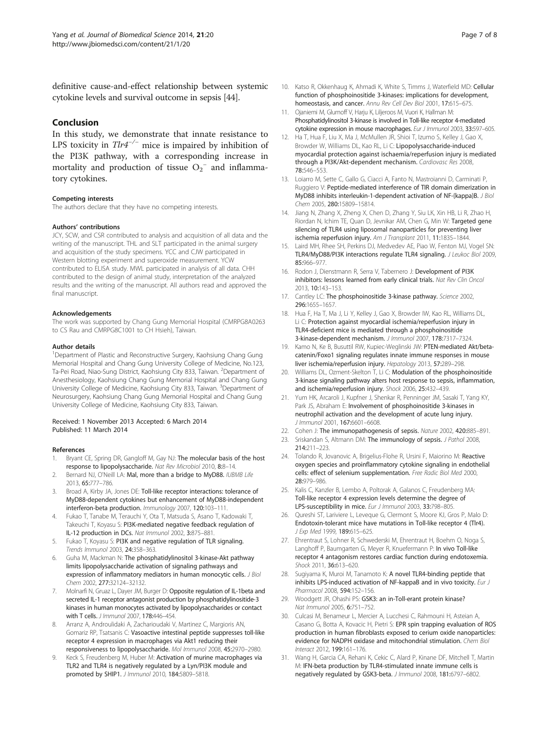definitive cause-and-effect relationship between systemic cytokine levels and survival outcome in sepsis [44].

## Conclusion

In this study, we demonstrate that innate resistance to LPS toxicity in *Tlr4*$^{-/-}$ mice is impaired by inhibition of the PI3K pathway, with a corresponding increase in mortality and production of tissue $O_2^-$ and inflammatory cytokines.

### Competing interests

The authors declare that they have no competing interests.

### Authors' contributions

JCY, SCW, and CSR contributed to analysis and acquisition of all data and the writing of the manuscript. THL and SLT participated in the animal surgery and acquisition of the study specimens. YCC and CJW participated in Western blotting experiment and superoxide measurement. YCW contributed to ELISA study. MWL participated in analysis of all data. CHH contributed to the design of animal study, interpretation of the analyzed results and the writing of the manuscript. All authors read and approved the final manuscript.

### Acknowledgements

The work was supported by Chang Gung Memorial Hospital (CMRPG8A0263 to CS Rau and CMRPG8C1001 to CH Hsieh), Taiwan.

### Author details

[1]Department of Plastic and Reconstructive Surgery, Kaohsiung Chang Gung Memorial Hospital and Chang Gung University College of Medicine, No.123, Ta-Pei Road, Niao-Sung District, Kaohsiung City 833, Taiwan. [2]Department of Anesthesiology, Kaohsiung Chang Gung Memorial Hospital and Chang Gung University College of Medicine, Kaohsiung City 833, Taiwan. [3]Department of Neurosurgery, Kaohsiung Chang Gung Memorial Hospital and Chang Gung University College of Medicine, Kaohsiung City 833, Taiwan.

Received: 1 November 2013 Accepted: 6 March 2014
Published: 11 March 2014

### References

1. Bryant CE, Spring DR, Gangloff M, Gay NJ: **The molecular basis of the host response to lipopolysaccharide.** *Nat Rev Microbiol* 2010, **8:**8–14.
2. Bernard NJ, O'Neill LA: **Mal, more than a bridge to MyD88.** *IUBMB Life* 2013, **65:**777–786.
3. Broad A, Kirby JA, Jones DE: **Toll-like receptor interactions: tolerance of MyD88-dependent cytokines but enhancement of MyD88-independent interferon-beta production.** *Immunology* 2007, **120:**103–111.
4. Fukao T, Tanabe M, Terauchi Y, Ota T, Matsuda S, Asano T, Kadowaki T, Takeuchi T, Koyasu S: **PI3K-mediated negative feedback regulation of IL-12 production in DCs.** *Nat Immunol* 2002, **3:**875–881.
5. Fukao T, Koyasu S: **PI3K and negative regulation of TLR signaling.** *Trends Immunol* 2003, **24:**358–363.
6. Guha M, Mackman N: **The phosphatidylinositol 3-kinase-Akt pathway limits lipopolysaccharide activation of signaling pathways and expression of inflammatory mediators in human monocytic cells.** *J Biol Chem* 2002, **277:**32124–32132.
7. Molnarfi N, Gruaz L, Dayer JM, Burger D: **Opposite regulation of IL-1beta and secreted IL-1 receptor antagonist production by phosphatidylinositide-3 kinases in human monocytes activated by lipopolysaccharides or contact with T cells.** *J Immunol* 2007, **178:**446–454.
8. Arranz A, Androulidaki A, Zacharioudaki V, Martinez C, Margioris AN, Gomariz RP, Tsatsanis C: **Vasoactive intestinal peptide suppresses toll-like receptor 4 expression in macrophages via Akt1 reducing their responsiveness to lipopolysaccharide.** *Mol Immunol* 2008, **45:**2970–2980.
9. Keck S, Freudenberg M, Huber M: **Activation of murine macrophages via TLR2 and TLR4 is negatively regulated by a Lyn/PI3K module and promoted by SHIP1.** *J Immunol* 2010, **184:**5809–5818.
10. Katso R, Okkenhaug K, Ahmadi K, White S, Timms J, Waterfield MD: **Cellular function of phosphoinositide 3-kinases: implications for development, homeostasis, and cancer.** *Annu Rev Cell Dev Biol* 2001, **17:**615–675.
11. Ojaniemi M, Glumoff V, Harju K, Liljeroos M, Vuori K, Hallman M: **Phosphatidylinositol 3-kinase is involved in Toll-like receptor 4-mediated cytokine expression in mouse macrophages.** *Eur J Immunol* 2003, **33:**597–605.
12. Ha T, Hua F, Liu X, Ma J, McMullen JR, Shioi T, Izumo S, Kelley J, Gao X, Browder W, Williams DL, Kao RL, Li C: **Lipopolysaccharide-induced myocardial protection against ischaemia/reperfusion injury is mediated through a PI3K/Akt-dependent mechanism.** *Cardiovasc Res* 2008, **78:**546–553.
13. Loiarro M, Sette C, Gallo G, Ciacci A, Fanto N, Mastroianni D, Carminati P, Ruggiero V: **Peptide-mediated interference of TIR domain dimerization in MyD88 inhibits interleukin-1-dependent activation of NF-{kappa}B.** *J Biol Chem* 2005, **280:**15809–15814.
14. Jiang N, Zhang X, Zheng X, Chen D, Zhang Y, Siu LK, Xin HB, Li R, Zhao H, Riordan N, Ichim TE, Quan D, Jevnikar AM, Chen G, Min W: **Targeted gene silencing of TLR4 using liposomal nanoparticles for preventing liver ischemia reperfusion injury.** *Am J Transplant* 2011, **11:**1835–1844.
15. Laird MH, Rhee SH, Perkins DJ, Medvedev AE, Piao W, Fenton MJ, Vogel SN: **TLR4/MyD88/PI3K interactions regulate TLR4 signaling.** *J Leukoc Biol* 2009, **85:**966–977.
16. Rodon J, Dienstmann R, Serra V, Tabernero J: **Development of PI3K inhibitors: lessons learned from early clinical trials.** *Nat Rev Clin Oncol* 2013, **10:**143–153.
17. Cantley LC: **The phosphoinositide 3-kinase pathway.** *Science* 2002, **296:**1655–1657.
18. Hua F, Ha T, Ma J, Li Y, Kelley J, Gao X, Browder IW, Kao RL, Williams DL, Li C: **Protection against myocardial ischemia/reperfusion injury in TLR4-deficient mice is mediated through a phosphoinositide 3-kinase-dependent mechanism.** *J Immunol* 2007, **178:**7317–7324.
19. Kamo N, Ke B, Busuttil RW, Kupiec-Weglinski JW: **PTEN-mediated Akt/beta-catenin/Foxo1 signaling regulates innate immune responses in mouse liver ischemia/reperfusion injury.** *Hepatology* 2013, **57:**289–298.
20. Williams DL, Ozment-Skelton T, Li C: **Modulation of the phosphoinositide 3-kinase signaling pathway alters host response to sepsis, inflammation, and ischemia/reperfusion injury.** *Shock* 2006, **25:**432–439.
21. Yum HK, Arcaroli J, Kupfner J, Shenkar R, Penninger JM, Sasaki T, Yang KY, Park JS, Abraham E: **Involvement of phosphoinositide 3-kinases in neutrophil activation and the development of acute lung injury.** *J Immunol* 2001, **167:**6601–6608.
22. Cohen J: **The immunopathogenesis of sepsis.** *Nature* 2002, **420:**885–891.
23. Sriskandan S, Altmann DM: **The immunology of sepsis.** *J Pathol* 2008, **214:**211–223.
24. Tolando R, Jovanovic A, Brigelius-Flohe R, Ursini F, Maiorino M: **Reactive oxygen species and proinflammatory cytokine signaling in endothelial cells: effect of selenium supplementation.** *Free Radic Biol Med* 2000, **28:**979–986.
25. Kalis C, Kanzler B, Lembo A, Poltorak A, Galanos C, Freudenberg MA: **Toll-like receptor 4 expression levels determine the degree of LPS-susceptibility in mice.** *Eur J Immunol* 2003, **33:**798–805.
26. Qureshi ST, Lariviere L, Leveque G, Clermont S, Moore KJ, Gros P, Malo D: **Endotoxin-tolerant mice have mutations in Toll-like receptor 4 (Tlr4).** *J Exp Med* 1999, **189:**615–625.
27. Ehrentraut S, Lohner R, Schwederski M, Ehrentraut H, Boehm O, Noga S, Langhoff P, Baumgarten G, Meyer R, Knuefermann P: **In vivo Toll-like receptor 4 antagonism restores cardiac function during endotoxemia.** *Shock* 2011, **36:**613–620.
28. Sugiyama K, Muroi M, Tanamoto K: **A novel TLR4-binding peptide that inhibits LPS-induced activation of NF-kappaB and in vivo toxicity.** *Eur J Pharmacol* 2008, **594:**152–156.
29. Woodgett JR, Ohashi PS: **GSK3: an in-Toll-erant protein kinase?** *Nat Immunol* 2005, **6:**751–752.
30. Culcasi M, Benameur L, Mercier A, Lucchesi C, Rahmouni H, Asteian A, Casano G, Botta A, Kovacic H, Pietri S: **EPR spin trapping evaluation of ROS production in human fibroblasts exposed to cerium oxide nanoparticles: evidence for NADPH oxidase and mitochondrial stimulation.** *Chem Biol Interact* 2012, **199:**161–176.
31. Wang H, Garcia CA, Rehani K, Cekic C, Alard P, Kinane DF, Mitchell T, Martin M: **IFN-beta production by TLR4-stimulated innate immune cells is negatively regulated by GSK3-beta.** *J Immunol* 2008, **181:**6797–6802.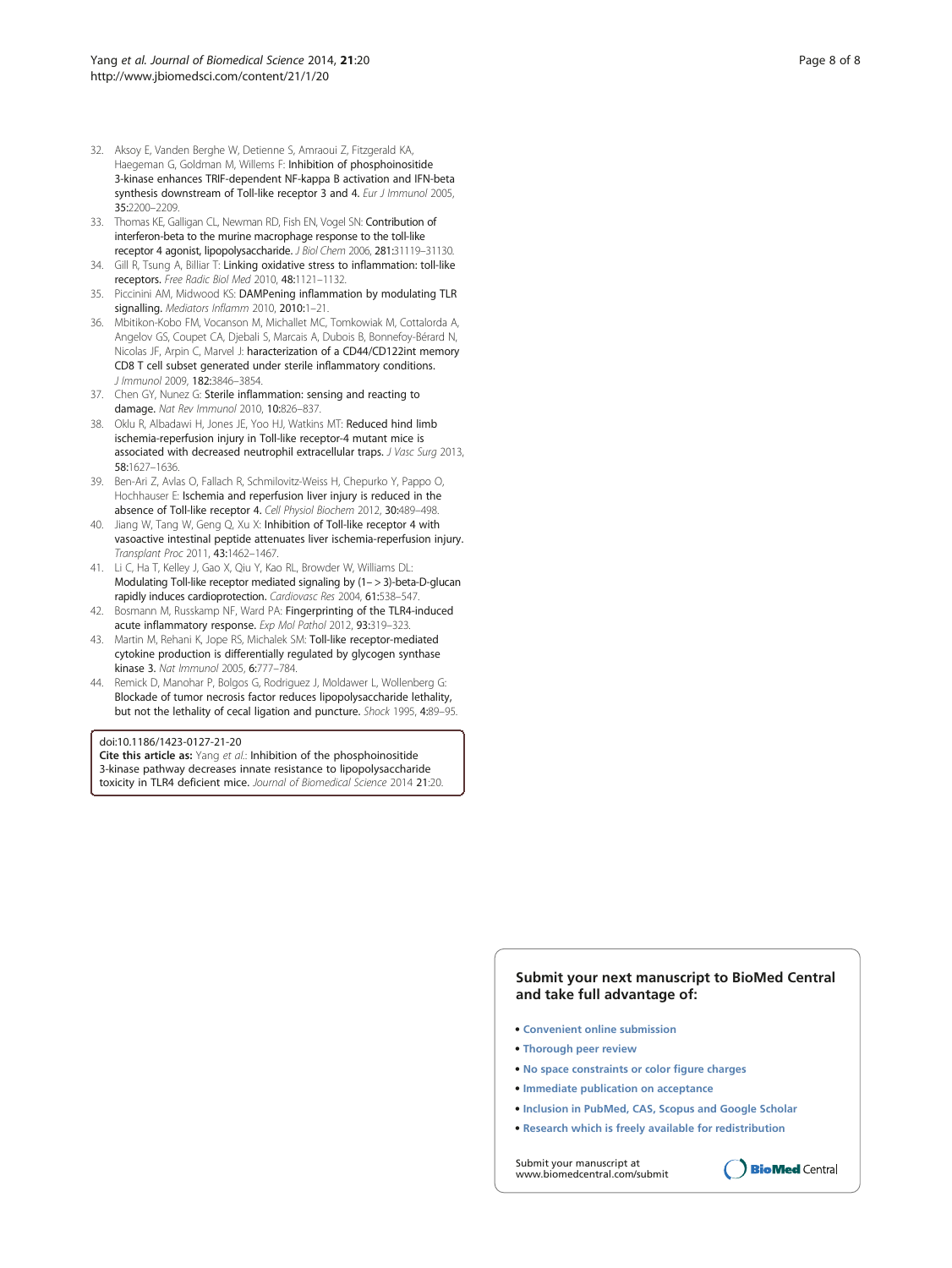32. Aksoy E, Vanden Berghe W, Detienne S, Amraoui Z, Fitzgerald KA, Haegeman G, Goldman M, Willems F: **Inhibition of phosphoinositide 3-kinase enhances TRIF-dependent NF-kappa B activation and IFN-beta synthesis downstream of Toll-like receptor 3 and 4.** *Eur J Immunol* 2005, **35:**2200–2209.
33. Thomas KE, Galligan CL, Newman RD, Fish EN, Vogel SN: **Contribution of interferon-beta to the murine macrophage response to the toll-like receptor 4 agonist, lipopolysaccharide.** *J Biol Chem* 2006, **281:**31119–31130.
34. Gill R, Tsung A, Billiar T: **Linking oxidative stress to inflammation: toll-like receptors.** *Free Radic Biol Med* 2010, **48:**1121–1132.
35. Piccinini AM, Midwood KS: **DAMPening inflammation by modulating TLR signalling.** *Mediators Inflamm* 2010, **2010:**1–21.
36. Mbitikon-Kobo FM, Vocanson M, Michallet MC, Tomkowiak M, Cottalorda A, Angelov GS, Coupet CA, Djebali S, Marcais A, Dubois B, Bonnefoy-Bérard N, Nicolas JF, Arpin C, Marvel J: **haracterization of a CD44/CD122int memory CD8 T cell subset generated under sterile inflammatory conditions.** *J Immunol* 2009, **182:**3846–3854.
37. Chen GY, Nunez G: **Sterile inflammation: sensing and reacting to damage.** *Nat Rev Immunol* 2010, **10:**826–837.
38. Oklu R, Albadawi H, Jones JE, Yoo HJ, Watkins MT: **Reduced hind limb ischemia-reperfusion injury in Toll-like receptor-4 mutant mice is associated with decreased neutrophil extracellular traps.** *J Vasc Surg* 2013, **58:**1627–1636.
39. Ben-Ari Z, Avlas O, Fallach R, Schmilovitz-Weiss H, Chepurko Y, Pappo O, Hochhauser E: **Ischemia and reperfusion liver injury is reduced in the absence of Toll-like receptor 4.** *Cell Physiol Biochem* 2012, **30:**489–498.
40. Jiang W, Tang W, Geng Q, Xu X: **Inhibition of Toll-like receptor 4 with vasoactive intestinal peptide attenuates liver ischemia-reperfusion injury.** *Transplant Proc* 2011, **43:**1462–1467.
41. Li C, Ha T, Kelley J, Gao X, Qiu Y, Kao RL, Browder W, Williams DL: **Modulating Toll-like receptor mediated signaling by (1– > 3)-beta-D-glucan rapidly induces cardioprotection.** *Cardiovasc Res* 2004, **61:**538–547.
42. Bosmann M, Russkamp NF, Ward PA: **Fingerprinting of the TLR4-induced acute inflammatory response.** *Exp Mol Pathol* 2012, **93:**319–323.
43. Martin M, Rehani K, Jope RS, Michalek SM: **Toll-like receptor-mediated cytokine production is differentially regulated by glycogen synthase kinase 3.** *Nat Immunol* 2005, **6:**777–784.
44. Remick D, Manohar P, Bolgos G, Rodriguez J, Moldawer L, Wollenberg G: **Blockade of tumor necrosis factor reduces lipopolysaccharide lethality, but not the lethality of cecal ligation and puncture.** *Shock* 1995, **4:**89–95.

doi:10.1186/1423-0127-21-20
**Cite this article as:** Yang *et al.*: Inhibition of the phosphoinositide 3-kinase pathway decreases innate resistance to lipopolysaccharide toxicity in TLR4 deficient mice. *Journal of Biomedical Science* 2014 **21**:20.

**Submit your next manuscript to BioMed Central and take full advantage of:**

- **Convenient online submission**
- **Thorough peer review**
- **No space constraints or color figure charges**
- **Immediate publication on acceptance**
- **Inclusion in PubMed, CAS, Scopus and Google Scholar**
- **Research which is freely available for redistribution**

Submit your manuscript at
www.biomedcentral.com/submit

BioMed Central